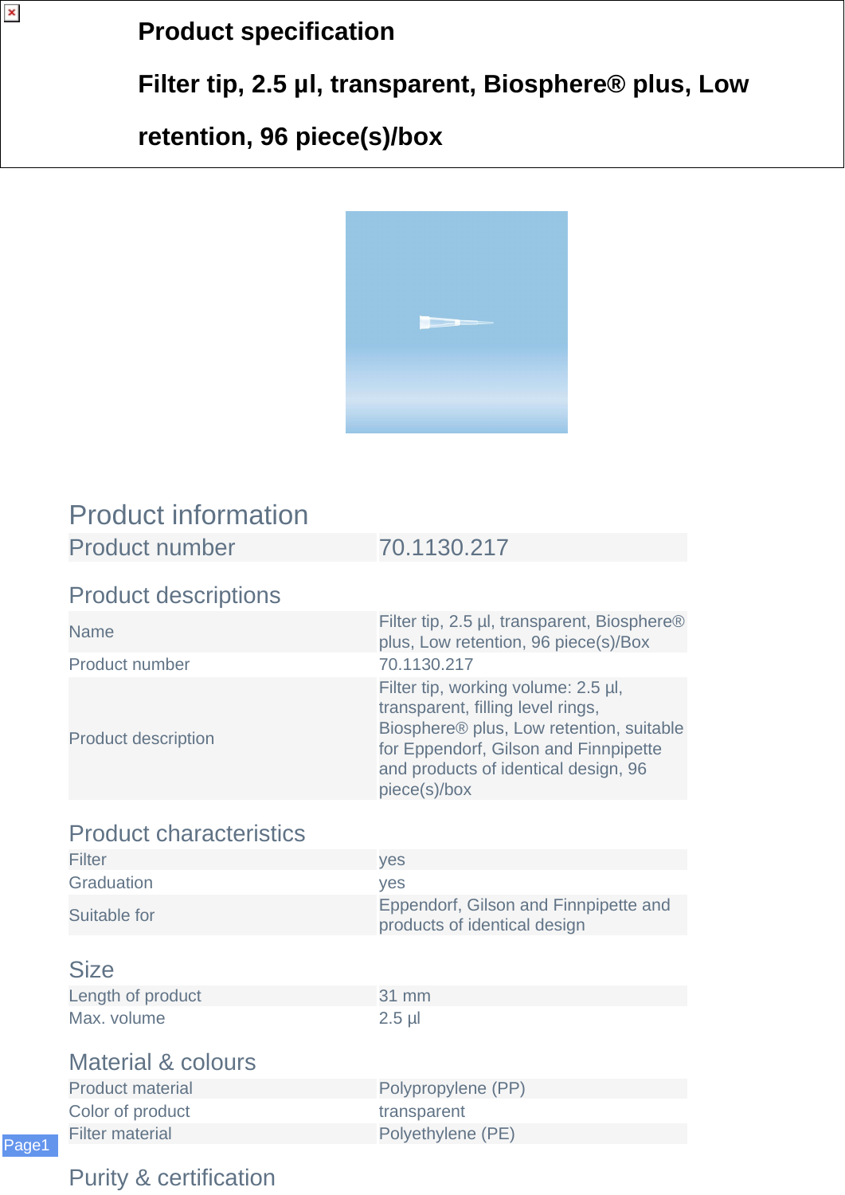# Product specification

## Filter tip, 2.5 µl, transparent, Biosphere® plus, Low retention, 96 piece(s)/box

## Product information

| Product number | 70.1130.217 |
|---|---|

### Product descriptions

| | |
|---|---|
| Name | Filter tip, 2.5 µl, transparent, Biosphere® plus, Low retention, 96 piece(s)/Box |
| Product number | 70.1130.217 |
| Product description | Filter tip, working volume: 2.5 µl, transparent, filling level rings, Biosphere® plus, Low retention, suitable for Eppendorf, Gilson and Finnpipette and products of identical design, 96 piece(s)/box |

### Product characteristics

| | |
|---|---|
| Filter | yes |
| Graduation | yes |
| Suitable for | Eppendorf, Gilson and Finnpipette and products of identical design |

### Size

| | |
|---|---|
| Length of product | 31 mm |
| Max. volume | 2.5 µl |

### Material & colours

| | |
|---|---|
| Product material | Polypropylene (PP) |
| Color of product | transparent |
| Filter material | Polyethylene (PE) |

### Purity & certification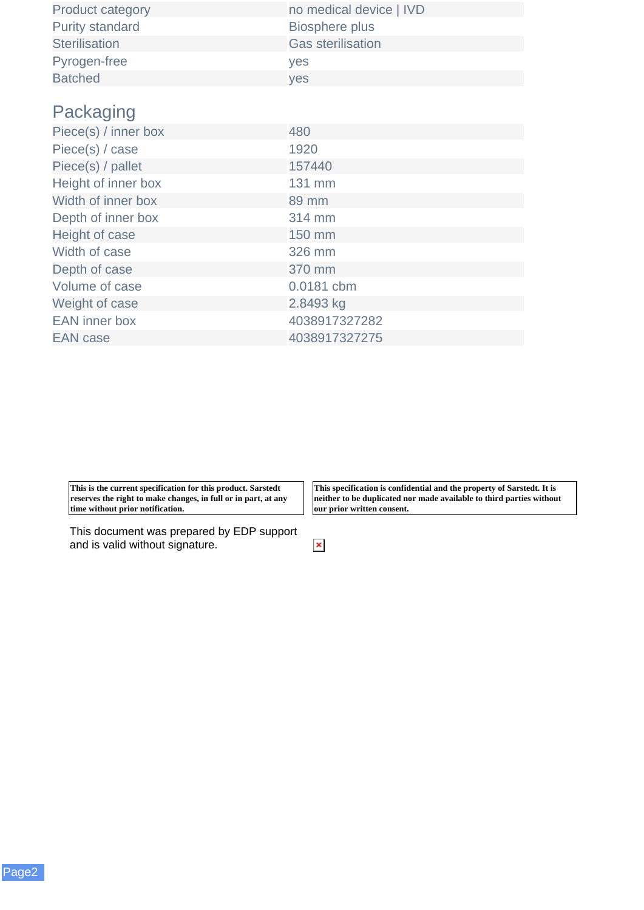| | |
|---|---|
| Product category | no medical device \| IVD |
| Purity standard | Biosphere plus |
| Sterilisation | Gas sterilisation |
| Pyrogen-free | yes |
| Batched | yes |

## Packaging

| | |
|---|---|
| Piece(s) / inner box | 480 |
| Piece(s) / case | 1920 |
| Piece(s) / pallet | 157440 |
| Height of inner box | 131 mm |
| Width of inner box | 89 mm |
| Depth of inner box | 314 mm |
| Height of case | 150 mm |
| Width of case | 326 mm |
| Depth of case | 370 mm |
| Volume of case | 0.0181 cbm |
| Weight of case | 2.8493 kg |
| EAN inner box | 4038917327282 |
| EAN case | 4038917327275 |

**This is the current specification for this product. Sarstedt reserves the right to make changes, in full or in part, at any time without prior notification.**

**This specification is confidential and the property of Sarstedt. It is neither to be duplicated nor made available to third parties without our prior written consent.**

This document was prepared by EDP support and is valid without signature.